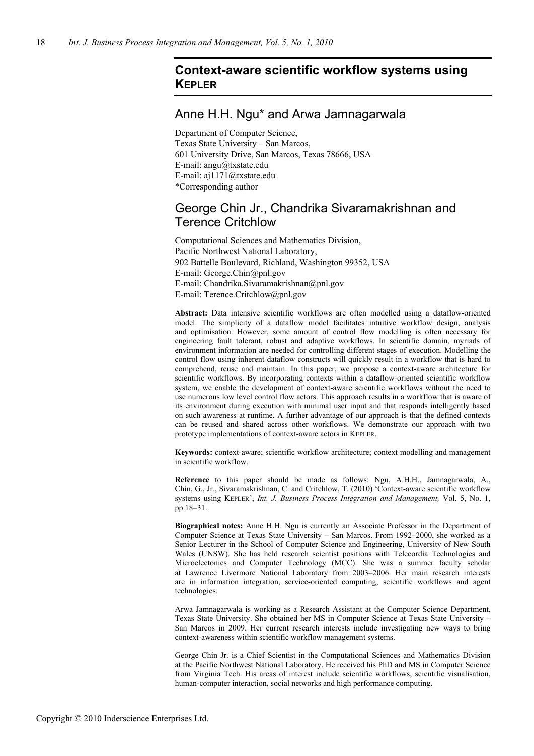# Context-aware scientific workflow systems using KEPLER

## Anne H.H. Ngu* and Arwa Jamnagarwala

Department of Computer Science,
Texas State University – San Marcos,
601 University Drive, San Marcos, Texas 78666, USA
E-mail: angu@txstate.edu
E-mail: aj1171@txstate.edu
*Corresponding author

## George Chin Jr., Chandrika Sivaramakrishnan and Terence Critchlow

Computational Sciences and Mathematics Division,
Pacific Northwest National Laboratory,
902 Battelle Boulevard, Richland, Washington 99352, USA
E-mail: George.Chin@pnl.gov
E-mail: Chandrika.Sivaramakrishnan@pnl.gov
E-mail: Terence.Critchlow@pnl.gov

**Abstract:** Data intensive scientific workflows are often modelled using a dataflow-oriented model. The simplicity of a dataflow model facilitates intuitive workflow design, analysis and optimisation. However, some amount of control flow modelling is often necessary for engineering fault tolerant, robust and adaptive workflows. In scientific domain, myriads of environment information are needed for controlling different stages of execution. Modelling the control flow using inherent dataflow constructs will quickly result in a workflow that is hard to comprehend, reuse and maintain. In this paper, we propose a context-aware architecture for scientific workflows. By incorporating contexts within a dataflow-oriented scientific workflow system, we enable the development of context-aware scientific workflows without the need to use numerous low level control flow actors. This approach results in a workflow that is aware of its environment during execution with minimal user input and that responds intelligently based on such awareness at runtime. A further advantage of our approach is that the defined contexts can be reused and shared across other workflows. We demonstrate our approach with two prototype implementations of context-aware actors in KEPLER.

**Keywords:** context-aware; scientific workflow architecture; context modelling and management in scientific workflow.

**Reference** to this paper should be made as follows: Ngu, A.H.H., Jamnagarwala, A., Chin, G., Jr., Sivaramakrishnan, C. and Critchlow, T. (2010) 'Context-aware scientific workflow systems using KEPLER', *Int. J. Business Process Integration and Management,* Vol. 5, No. 1, pp.18–31.

**Biographical notes:** Anne H.H. Ngu is currently an Associate Professor in the Department of Computer Science at Texas State University – San Marcos. From 1992–2000, she worked as a Senior Lecturer in the School of Computer Science and Engineering, University of New South Wales (UNSW). She has held research scientist positions with Telecordia Technologies and Microelectonics and Computer Technology (MCC). She was a summer faculty scholar at Lawrence Livermore National Laboratory from 2003–2006. Her main research interests are in information integration, service-oriented computing, scientific workflows and agent technologies.

Arwa Jamnagarwala is working as a Research Assistant at the Computer Science Department, Texas State University. She obtained her MS in Computer Science at Texas State University – San Marcos in 2009. Her current research interests include investigating new ways to bring context-awareness within scientific workflow management systems.

George Chin Jr. is a Chief Scientist in the Computational Sciences and Mathematics Division at the Pacific Northwest National Laboratory. He received his PhD and MS in Computer Science from Virginia Tech. His areas of interest include scientific workflows, scientific visualisation, human-computer interaction, social networks and high performance computing.

Copyright © 2010 Inderscience Enterprises Ltd.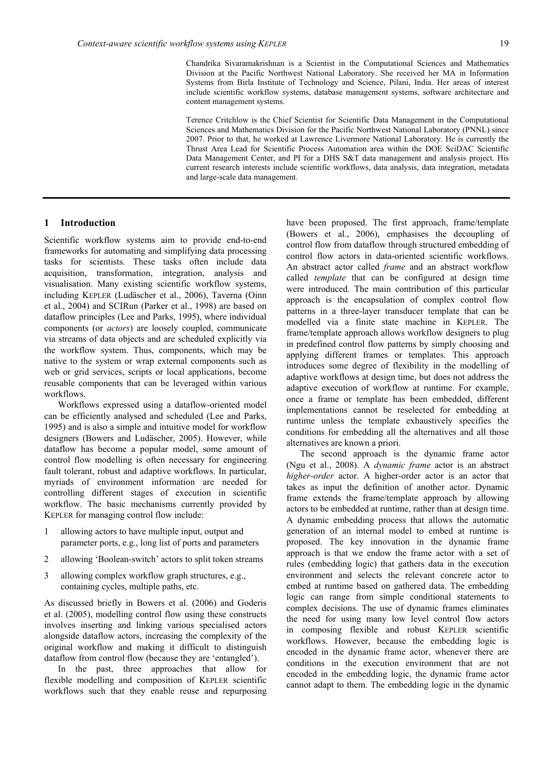Chandrika Sivaramakrishnan is a Scientist in the Computational Sciences and Mathematics Division at the Pacific Northwest National Laboratory. She received her MA in Information Systems from Birla Institute of Technology and Science, Pilani, India. Her areas of interest include scientific workflow systems, database management systems, software architecture and content management systems.

Terence Critchlow is the Chief Scientist for Scientific Data Management in the Computational Sciences and Mathematics Division for the Pacific Northwest National Laboratory (PNNL) since 2007. Prior to that, he worked at Lawrence Livermore National Laboratory. He is currently the Thrust Area Lead for Scientific Process Automation area within the DOE SciDAC Scientific Data Management Center, and PI for a DHS S&T data management and analysis project. His current research interests include scientific workflows, data analysis, data integration, metadata and large-scale data management.

## 1 Introduction

Scientific workflow systems aim to provide end-to-end frameworks for automating and simplifying data processing tasks for scientists. These tasks often include data acquisition, transformation, integration, analysis and visualisation. Many existing scientific workflow systems, including KEPLER (Ludäscher et al., 2006), Taverna (Oinn et al., 2004) and SCIRun (Parker et al., 1998) are based on dataflow principles (Lee and Parks, 1995), where individual components (or *actors*) are loosely coupled, communicate via streams of data objects and are scheduled explicitly via the workflow system. Thus, components, which may be native to the system or wrap external components such as web or grid services, scripts or local applications, become reusable components that can be leveraged within various workflows.

Workflows expressed using a dataflow-oriented model can be efficiently analysed and scheduled (Lee and Parks, 1995) and is also a simple and intuitive model for workflow designers (Bowers and Ludäscher, 2005). However, while dataflow has become a popular model, some amount of control flow modelling is often necessary for engineering fault tolerant, robust and adaptive workflows. In particular, myriads of environment information are needed for controlling different stages of execution in scientific workflow. The basic mechanisms currently provided by KEPLER for managing control flow include:

1. allowing actors to have multiple input, output and parameter ports, e.g., long list of ports and parameters
2. allowing 'Boolean-switch' actors to split token streams
3. allowing complex workflow graph structures, e.g., containing cycles, multiple paths, etc.

As discussed briefly in Bowers et al. (2006) and Goderis et al. (2005), modelling control flow using these constructs involves inserting and linking various specialised actors alongside dataflow actors, increasing the complexity of the original workflow and making it difficult to distinguish dataflow from control flow (because they are 'entangled').

In the past, three approaches that allow for flexible modelling and composition of KEPLER scientific workflows such that they enable reuse and repurposing have been proposed. The first approach, frame/template (Bowers et al., 2006), emphasises the decoupling of control flow from dataflow through structured embedding of control flow actors in data-oriented scientific workflows. An abstract actor called *frame* and an abstract workflow called *template* that can be configured at design time were introduced. The main contribution of this particular approach is the encapsulation of complex control flow patterns in a three-layer transducer template that can be modelled via a finite state machine in KEPLER. The frame/template approach allows workflow designers to plug in predefined control flow patterns by simply choosing and applying different frames or templates. This approach introduces some degree of flexibility in the modelling of adaptive workflows at design time, but does not address the adaptive execution of workflow at runtime. For example, once a frame or template has been embedded, different implementations cannot be reselected for embedding at runtime unless the template exhaustively specifies the conditions for embedding all the alternatives and all those alternatives are known a priori.

The second approach is the dynamic frame actor (Ngu et al., 2008). A *dynamic frame* actor is an abstract *higher-order* actor. A higher-order actor is an actor that takes as input the definition of another actor. Dynamic frame extends the frame/template approach by allowing actors to be embedded at runtime, rather than at design time. A dynamic embedding process that allows the automatic generation of an internal model to embed at runtime is proposed. The key innovation in the dynamic frame approach is that we endow the frame actor with a set of rules (embedding logic) that gathers data in the execution environment and selects the relevant concrete actor to embed at runtime based on gathered data. The embedding logic can range from simple conditional statements to complex decisions. The use of dynamic frames eliminates the need for using many low level control flow actors in composing flexible and robust KEPLER scientific workflows. However, because the embedding logic is encoded in the dynamic frame actor, whenever there are conditions in the execution environment that are not encoded in the embedding logic, the dynamic frame actor cannot adapt to them. The embedding logic in the dynamic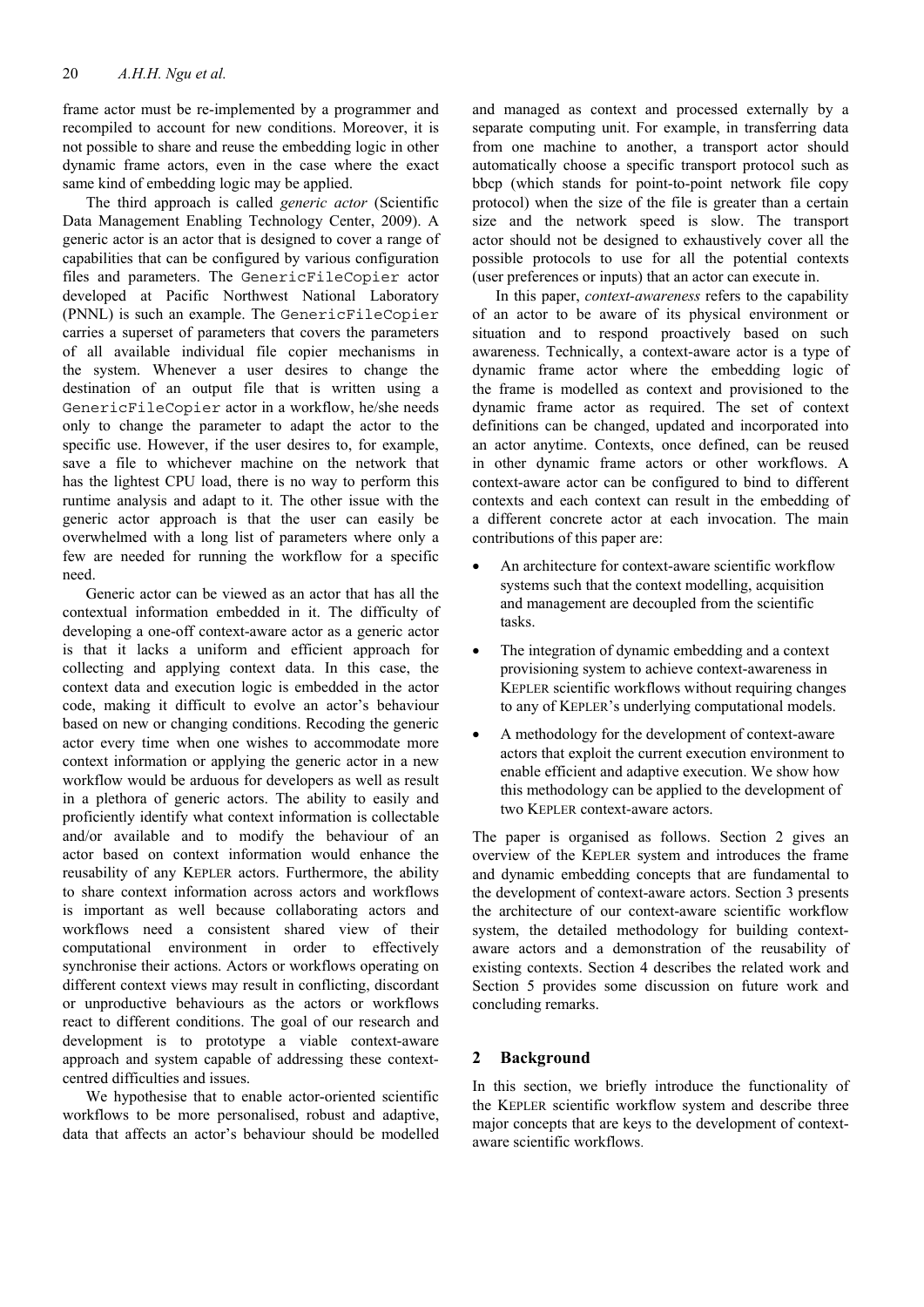frame actor must be re-implemented by a programmer and recompiled to account for new conditions. Moreover, it is not possible to share and reuse the embedding logic in other dynamic frame actors, even in the case where the exact same kind of embedding logic may be applied.

The third approach is called *generic actor* (Scientific Data Management Enabling Technology Center, 2009). A generic actor is an actor that is designed to cover a range of capabilities that can be configured by various configuration files and parameters. The `GenericFileCopier` actor developed at Pacific Northwest National Laboratory (PNNL) is such an example. The `GenericFileCopier` carries a superset of parameters that covers the parameters of all available individual file copier mechanisms in the system. Whenever a user desires to change the destination of an output file that is written using a `GenericFileCopier` actor in a workflow, he/she needs only to change the parameter to adapt the actor to the specific use. However, if the user desires to, for example, save a file to whichever machine on the network that has the lightest CPU load, there is no way to perform this runtime analysis and adapt to it. The other issue with the generic actor approach is that the user can easily be overwhelmed with a long list of parameters where only a few are needed for running the workflow for a specific need.

Generic actor can be viewed as an actor that has all the contextual information embedded in it. The difficulty of developing a one-off context-aware actor as a generic actor is that it lacks a uniform and efficient approach for collecting and applying context data. In this case, the context data and execution logic is embedded in the actor code, making it difficult to evolve an actor's behaviour based on new or changing conditions. Recoding the generic actor every time when one wishes to accommodate more context information or applying the generic actor in a new workflow would be arduous for developers as well as result in a plethora of generic actors. The ability to easily and proficiently identify what context information is collectable and/or available and to modify the behaviour of an actor based on context information would enhance the reusability of any KEPLER actors. Furthermore, the ability to share context information across actors and workflows is important as well because collaborating actors and workflows need a consistent shared view of their computational environment in order to effectively synchronise their actions. Actors or workflows operating on different context views may result in conflicting, discordant or unproductive behaviours as the actors or workflows react to different conditions. The goal of our research and development is to prototype a viable context-aware approach and system capable of addressing these context-centred difficulties and issues.

We hypothesise that to enable actor-oriented scientific workflows to be more personalised, robust and adaptive, data that affects an actor's behaviour should be modelled and managed as context and processed externally by a separate computing unit. For example, in transferring data from one machine to another, a transport actor should automatically choose a specific transport protocol such as bbcp (which stands for point-to-point network file copy protocol) when the size of the file is greater than a certain size and the network speed is slow. The transport actor should not be designed to exhaustively cover all the possible protocols to use for all the potential contexts (user preferences or inputs) that an actor can execute in.

In this paper, *context-awareness* refers to the capability of an actor to be aware of its physical environment or situation and to respond proactively based on such awareness. Technically, a context-aware actor is a type of dynamic frame actor where the embedding logic of the frame is modelled as context and provisioned to the dynamic frame actor as required. The set of context definitions can be changed, updated and incorporated into an actor anytime. Contexts, once defined, can be reused in other dynamic frame actors or other workflows. A context-aware actor can be configured to bind to different contexts and each context can result in the embedding of a different concrete actor at each invocation. The main contributions of this paper are:

- An architecture for context-aware scientific workflow systems such that the context modelling, acquisition and management are decoupled from the scientific tasks.
- The integration of dynamic embedding and a context provisioning system to achieve context-awareness in KEPLER scientific workflows without requiring changes to any of KEPLER's underlying computational models.
- A methodology for the development of context-aware actors that exploit the current execution environment to enable efficient and adaptive execution. We show how this methodology can be applied to the development of two KEPLER context-aware actors.

The paper is organised as follows. Section 2 gives an overview of the KEPLER system and introduces the frame and dynamic embedding concepts that are fundamental to the development of context-aware actors. Section 3 presents the architecture of our context-aware scientific workflow system, the detailed methodology for building context-aware actors and a demonstration of the reusability of existing contexts. Section 4 describes the related work and Section 5 provides some discussion on future work and concluding remarks.

## 2 Background

In this section, we briefly introduce the functionality of the KEPLER scientific workflow system and describe three major concepts that are keys to the development of context-aware scientific workflows.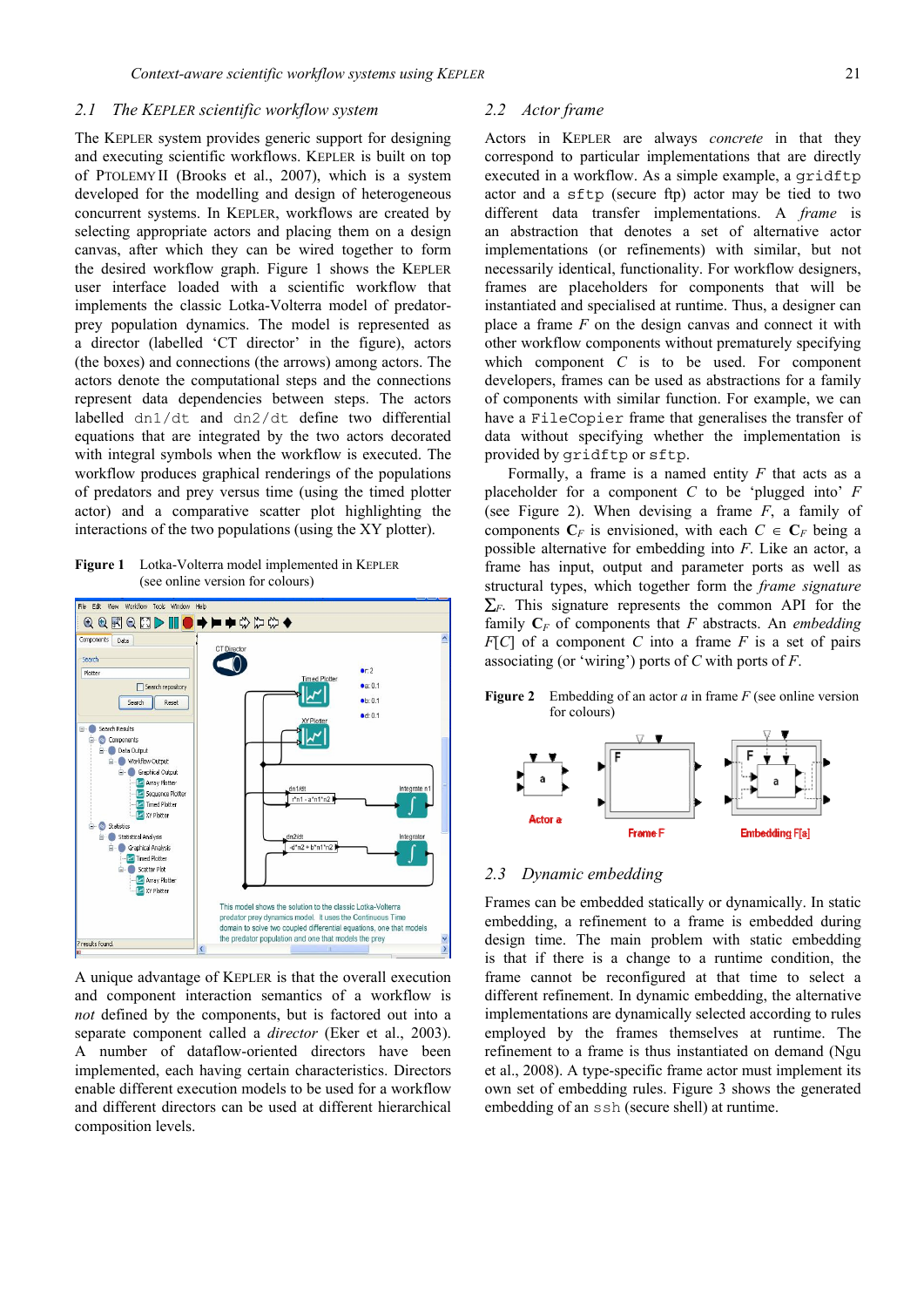## 2.1 The KEPLER scientific workflow system

The KEPLER system provides generic support for designing and executing scientific workflows. KEPLER is built on top of PTOLEMY II (Brooks et al., 2007), which is a system developed for the modelling and design of heterogeneous concurrent systems. In KEPLER, workflows are created by selecting appropriate actors and placing them on a design canvas, after which they can be wired together to form the desired workflow graph. Figure 1 shows the KEPLER user interface loaded with a scientific workflow that implements the classic Lotka-Volterra model of predator-prey population dynamics. The model is represented as a director (labelled 'CT director' in the figure), actors (the boxes) and connections (the arrows) among actors. The actors denote the computational steps and the connections represent data dependencies between steps. The actors labelled `dn1/dt` and `dn2/dt` define two differential equations that are integrated by the two actors decorated with integral symbols when the workflow is executed. The workflow produces graphical renderings of the populations of predators and prey versus time (using the timed plotter actor) and a comparative scatter plot highlighting the interactions of the two populations (using the XY plotter).

**Figure 1** Lotka-Volterra model implemented in KEPLER (see online version for colours)

A unique advantage of KEPLER is that the overall execution and component interaction semantics of a workflow is *not* defined by the components, but is factored out into a separate component called a *director* (Eker et al., 2003). A number of dataflow-oriented directors have been implemented, each having certain characteristics. Directors enable different execution models to be used for a workflow and different directors can be used at different hierarchical composition levels.

## 2.2 Actor frame

Actors in KEPLER are always *concrete* in that they correspond to particular implementations that are directly executed in a workflow. As a simple example, a `gridftp` actor and a `sftp` (secure ftp) actor may be tied to two different data transfer implementations. A *frame* is an abstraction that denotes a set of alternative actor implementations (or refinements) with similar, but not necessarily identical, functionality. For workflow designers, frames are placeholders for components that will be instantiated and specialised at runtime. Thus, a designer can place a frame $F$ on the design canvas and connect it with other workflow components without prematurely specifying which component $C$ is to be used. For component developers, frames can be used as abstractions for a family of components with similar function. For example, we can have a `FileCopier` frame that generalises the transfer of data without specifying whether the implementation is provided by `gridftp` or `sftp`.

Formally, a frame is a named entity $F$ that acts as a placeholder for a component $C$ to be 'plugged into' $F$ (see Figure 2). When devising a frame $F$, a family of components $\mathbf{C}_F$ is envisioned, with each $C \in \mathbf{C}_F$ being a possible alternative for embedding into $F$. Like an actor, a frame has input, output and parameter ports as well as structural types, which together form the *frame signature* $\Sigma_F$. This signature represents the common API for the family $\mathbf{C}_F$ of components that $F$ abstracts. An *embedding* $F[C]$ of a component $C$ into a frame $F$ is a set of pairs associating (or 'wiring') ports of $C$ with ports of $F$.

**Figure 2** Embedding of an actor $a$ in frame $F$ (see online version for colours)

## 2.3 Dynamic embedding

Frames can be embedded statically or dynamically. In static embedding, a refinement to a frame is embedded during design time. The main problem with static embedding is that if there is a change to a runtime condition, the frame cannot be reconfigured at that time to select a different refinement. In dynamic embedding, the alternative implementations are dynamically selected according to rules employed by the frames themselves at runtime. The refinement to a frame is thus instantiated on demand (Ngu et al., 2008). A type-specific frame actor must implement its own set of embedding rules. Figure 3 shows the generated embedding of an `ssh` (secure shell) at runtime.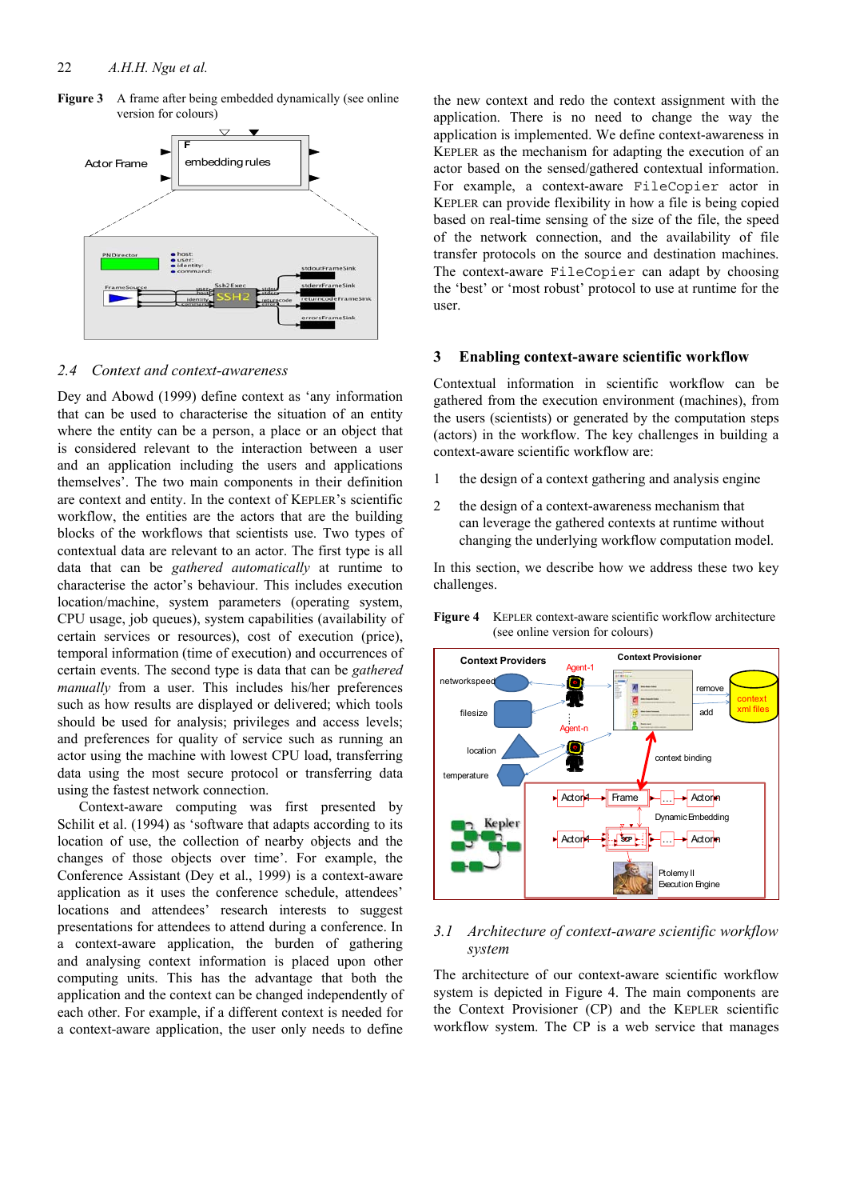**Figure 3** A frame after being embedded dynamically (see online version for colours)

Actor Frame

F

embedding rules

PNDirector

host:
user:
identity:
command:

FrameSource

Ssh2Exec

SSH2

stdoutFrameSink

stderrFrameSink

returncodeFrameSink

errorsFrameSink

### 2.4 Context and context-awareness

Dey and Abowd (1999) define context as 'any information that can be used to characterise the situation of an entity where the entity can be a person, a place or an object that is considered relevant to the interaction between a user and an application including the users and applications themselves'. The two main components in their definition are context and entity. In the context of KEPLER's scientific workflow, the entities are the actors that are the building blocks of the workflows that scientists use. Two types of contextual data are relevant to an actor. The first type is all data that can be *gathered automatically* at runtime to characterise the actor's behaviour. This includes execution location/machine, system parameters (operating system, CPU usage, job queues), system capabilities (availability of certain services or resources), cost of execution (price), temporal information (time of execution) and occurrences of certain events. The second type is data that can be *gathered manually* from a user. This includes his/her preferences such as how results are displayed or delivered; which tools should be used for analysis; privileges and access levels; and preferences for quality of service such as running an actor using the machine with lowest CPU load, transferring data using the most secure protocol or transferring data using the fastest network connection.

Context-aware computing was first presented by Schilit et al. (1994) as 'software that adapts according to its location of use, the collection of nearby objects and the changes of those objects over time'. For example, the Conference Assistant (Dey et al., 1999) is a context-aware application as it uses the conference schedule, attendees' locations and attendees' research interests to suggest presentations for attendees to attend during a conference. In a context-aware application, the burden of gathering and analysing context information is placed upon other computing units. This has the advantage that both the application and the context can be changed independently of each other. For example, if a different context is needed for a context-aware application, the user only needs to define the new context and redo the context assignment with the application. There is no need to change the way the application is implemented. We define context-awareness in KEPLER as the mechanism for adapting the execution of an actor based on the sensed/gathered contextual information. For example, a context-aware `FileCopier` actor in KEPLER can provide flexibility in how a file is being copied based on real-time sensing of the size of the file, the speed of the network connection, and the availability of file transfer protocols on the source and destination machines. The context-aware `FileCopier` can adapt by choosing the 'best' or 'most robust' protocol to use at runtime for the user.

## 3 Enabling context-aware scientific workflow

Contextual information in scientific workflow can be gathered from the execution environment (machines), from the users (scientists) or generated by the computation steps (actors) in the workflow. The key challenges in building a context-aware scientific workflow are:

1. the design of a context gathering and analysis engine
2. the design of a context-awareness mechanism that can leverage the gathered contexts at runtime without changing the underlying workflow computation model.

In this section, we describe how we address these two key challenges.

**Figure 4** KEPLER context-aware scientific workflow architecture (see online version for colours)

Context Providers

networkspeed

filesize

location

temperature

Agent-1

Agent-n

Context Provisioner

remove

add

context xml files

context binding

Actor1

Frame

...

Actorn

Dynamic Embedding

Actor1

SCP

...

Actorn

Kepler

Ptolemy II
Execution Engine

### 3.1 Architecture of context-aware scientific workflow system

The architecture of our context-aware scientific workflow system is depicted in Figure 4. The main components are the Context Provisioner (CP) and the KEPLER scientific workflow system. The CP is a web service that manages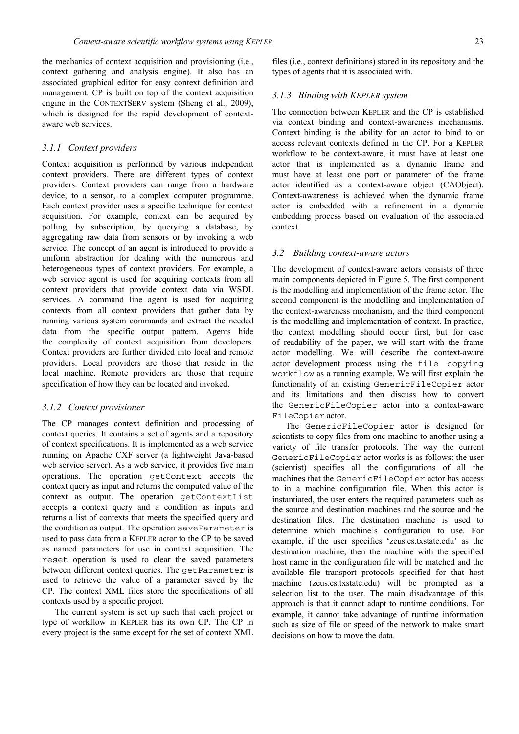the mechanics of context acquisition and provisioning (i.e., context gathering and analysis engine). It also has an associated graphical editor for easy context definition and management. CP is built on top of the context acquisition engine in the CONTEXTSERV system (Sheng et al., 2009), which is designed for the rapid development of context-aware web services.

### 3.1.1 Context providers

Context acquisition is performed by various independent context providers. There are different types of context providers. Context providers can range from a hardware device, to a sensor, to a complex computer programme. Each context provider uses a specific technique for context acquisition. For example, context can be acquired by polling, by subscription, by querying a database, by aggregating raw data from sensors or by invoking a web service. The concept of an agent is introduced to provide a uniform abstraction for dealing with the numerous and heterogeneous types of context providers. For example, a web service agent is used for acquiring contexts from all context providers that provide context data via WSDL services. A command line agent is used for acquiring contexts from all context providers that gather data by running various system commands and extract the needed data from the specific output pattern. Agents hide the complexity of context acquisition from developers. Context providers are further divided into local and remote providers. Local providers are those that reside in the local machine. Remote providers are those that require specification of how they can be located and invoked.

### 3.1.2 Context provisioner

The CP manages context definition and processing of context queries. It contains a set of agents and a repository of context specifications. It is implemented as a web service running on Apache CXF server (a lightweight Java-based web service server). As a web service, it provides five main operations. The operation `getContext` accepts the context query as input and returns the computed value of the context as output. The operation `getContextList` accepts a context query and a condition as inputs and returns a list of contexts that meets the specified query and the condition as output. The operation `saveParameter` is used to pass data from a KEPLER actor to the CP to be saved as named parameters for use in context acquisition. The `reset` operation is used to clear the saved parameters between different context queries. The `getParameter` is used to retrieve the value of a parameter saved by the CP. The context XML files store the specifications of all contexts used by a specific project.

The current system is set up such that each project or type of workflow in KEPLER has its own CP. The CP in every project is the same except for the set of context XML files (i.e., context definitions) stored in its repository and the types of agents that it is associated with.

### 3.1.3 Binding with KEPLER system

The connection between KEPLER and the CP is established via context binding and context-awareness mechanisms. Context binding is the ability for an actor to bind to or access relevant contexts defined in the CP. For a KEPLER workflow to be context-aware, it must have at least one actor that is implemented as a dynamic frame and must have at least one port or parameter of the frame actor identified as a context-aware object (CAObject). Context-awareness is achieved when the dynamic frame actor is embedded with a refinement in a dynamic embedding process based on evaluation of the associated context.

## 3.2 Building context-aware actors

The development of context-aware actors consists of three main components depicted in Figure 5. The first component is the modelling and implementation of the frame actor. The second component is the modelling and implementation of the context-awareness mechanism, and the third component is the modelling and implementation of context. In practice, the context modelling should occur first, but for ease of readability of the paper, we will start with the frame actor modelling. We will describe the context-aware actor development process using the `file copying workflow` as a running example. We will first explain the functionality of an existing `GenericFileCopier` actor and its limitations and then discuss how to convert the `GenericFileCopier` actor into a context-aware `FileCopier` actor.

The `GenericFileCopier` actor is designed for scientists to copy files from one machine to another using a variety of file transfer protocols. The way the current `GenericFileCopier` actor works is as follows: the user (scientist) specifies all the configurations of all the machines that the `GenericFileCopier` actor has access to in a machine configuration file. When this actor is instantiated, the user enters the required parameters such as the source and destination machines and the source and the destination files. The destination machine is used to determine which machine's configuration to use. For example, if the user specifies 'zeus.cs.txstate.edu' as the destination machine, then the machine with the specified host name in the configuration file will be matched and the available file transport protocols specified for that host machine (zeus.cs.txstate.edu) will be prompted as a selection list to the user. The main disadvantage of this approach is that it cannot adapt to runtime conditions. For example, it cannot take advantage of runtime information such as size of file or speed of the network to make smart decisions on how to move the data.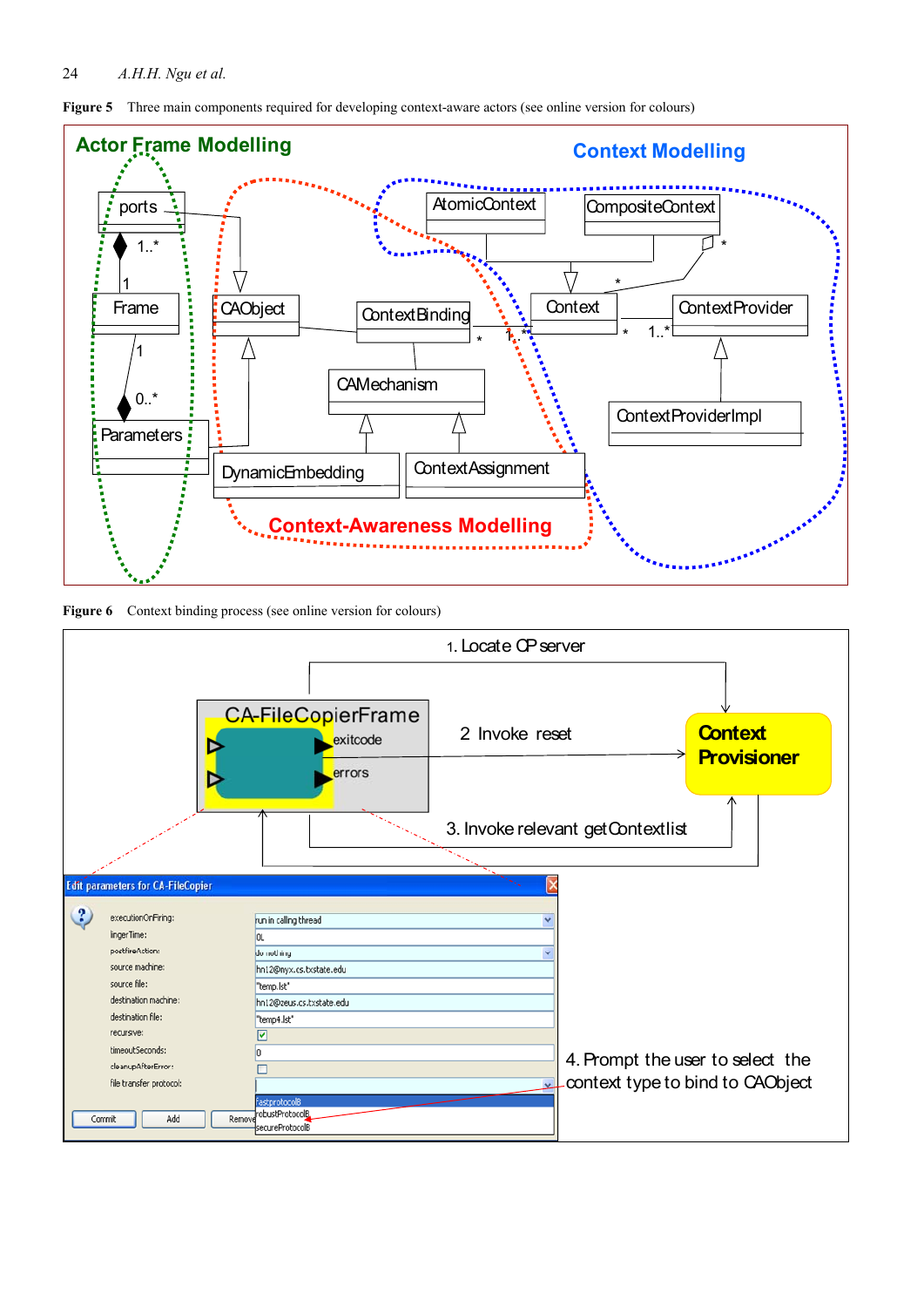Figure 5 Three main components required for developing context-aware actors (see online version for colours)

Figure 6 Context binding process (see online version for colours)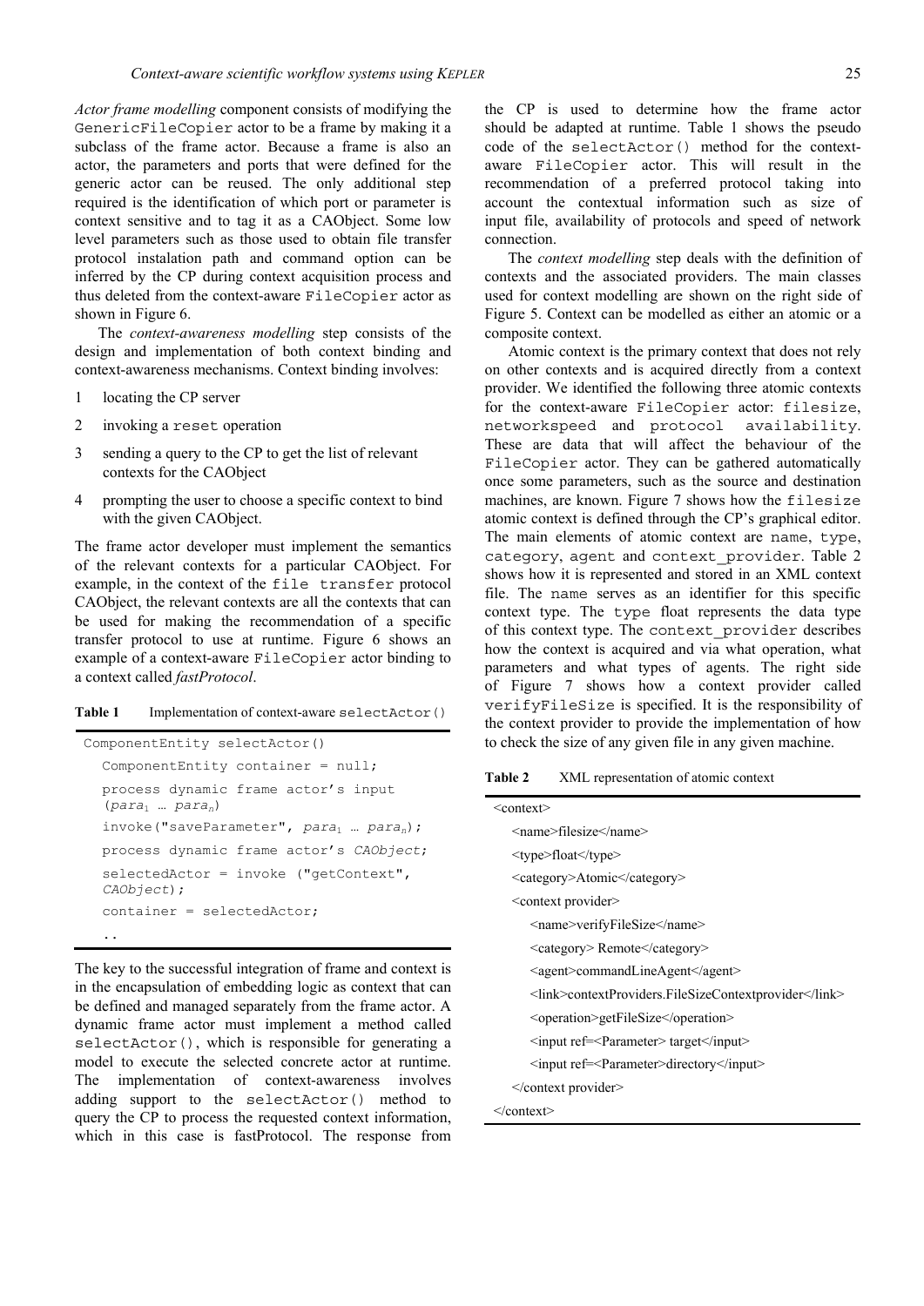*Actor frame modelling* component consists of modifying the `GenericFileCopier` actor to be a frame by making it a subclass of the frame actor. Because a frame is also an actor, the parameters and ports that were defined for the generic actor can be reused. The only additional step required is the identification of which port or parameter is context sensitive and to tag it as a CAObject. Some low level parameters such as those used to obtain file transfer protocol instalation path and command option can be inferred by the CP during context acquisition process and thus deleted from the context-aware `FileCopier` actor as shown in Figure 6.

The *context-awareness modelling* step consists of the design and implementation of both context binding and context-awareness mechanisms. Context binding involves:

1. locating the CP server
2. invoking a `reset` operation
3. sending a query to the CP to get the list of relevant contexts for the CAObject
4. prompting the user to choose a specific context to bind with the given CAObject.

The frame actor developer must implement the semantics of the relevant contexts for a particular CAObject. For example, in the context of the `file transfer` protocol CAObject, the relevant contexts are all the contexts that can be used for making the recommendation of a specific transfer protocol to use at runtime. Figure 6 shows an example of a context-aware `FileCopier` actor binding to a context called *fastProtocol*.

**Table 1** Implementation of context-aware `selectActor()`

```
ComponentEntity selectActor()
   ComponentEntity container = null;
   process dynamic frame actor's input
   (para1 … paran)
   invoke("saveParameter", para1 … paran);
   process dynamic frame actor's CAObject;
   selectedActor = invoke ("getContext",
   CAObject);
   container = selectedActor;
   ..
```

The key to the successful integration of frame and context is in the encapsulation of embedding logic as context that can be defined and managed separately from the frame actor. A dynamic frame actor must implement a method called `selectActor()`, which is responsible for generating a model to execute the selected concrete actor at runtime. The implementation of context-awareness involves adding support to the `selectActor()` method to query the CP to process the requested context information, which in this case is fastProtocol. The response from the CP is used to determine how the frame actor should be adapted at runtime. Table 1 shows the pseudo code of the `selectActor()` method for the context-aware `FileCopier` actor. This will result in the recommendation of a preferred protocol taking into account the contextual information such as size of input file, availability of protocols and speed of network connection.

The *context modelling* step deals with the definition of contexts and the associated providers. The main classes used for context modelling are shown on the right side of Figure 5. Context can be modelled as either an atomic or a composite context.

Atomic context is the primary context that does not rely on other contexts and is acquired directly from a context provider. We identified the following three atomic contexts for the context-aware `FileCopier` actor: `filesize`, `networkspeed` and `protocol availability`. These are data that will affect the behaviour of the `FileCopier` actor. They can be gathered automatically once some parameters, such as the source and destination machines, are known. Figure 7 shows how the `filesize` atomic context is defined through the CP's graphical editor. The main elements of atomic context are `name`, `type`, `category`, `agent` and `context_provider`. Table 2 shows how it is represented and stored in an XML context file. The `name` serves as an identifier for this specific context type. The `type` float represents the data type of this context type. The `context_provider` describes how the context is acquired and via what operation, what parameters and what types of agents. The right side of Figure 7 shows how a context provider called `verifyFileSize` is specified. It is the responsibility of the context provider to provide the implementation of how to check the size of any given file in any given machine.

**Table 2** XML representation of atomic context

```
<context>
   <name>filesize</name>
   <type>float</type>
   <category>Atomic</category>
   <context provider>
      <name>verifyFileSize</name>
      <category> Remote</category>
      <agent>commandLineAgent</agent>
      <link>contextProviders.FileSizeContextprovider</link>
      <operation>getFileSize</operation>
      <input ref=<Parameter> target</input>
      <input ref=<Parameter>directory</input>
   </context provider>
</context>
```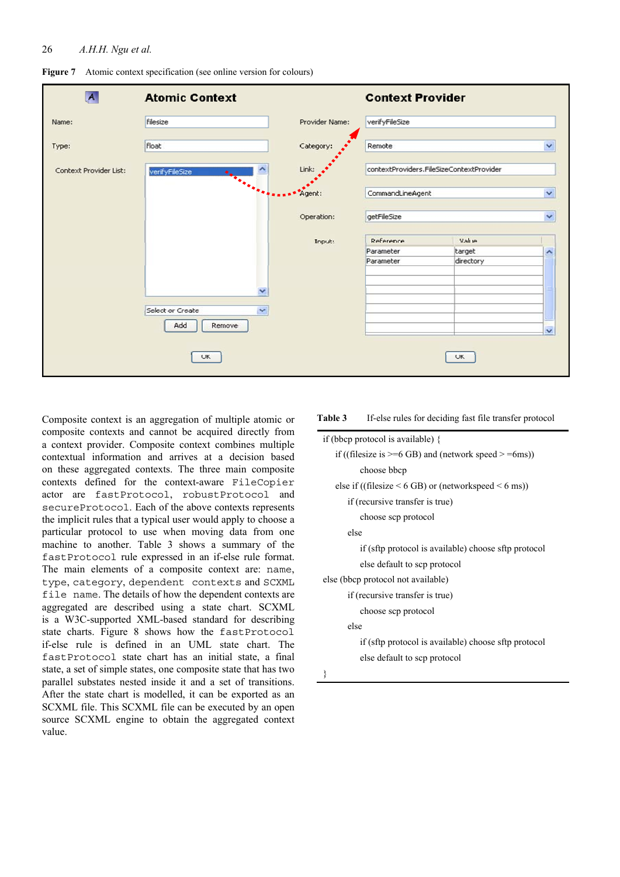Figure 7 Atomic context specification (see online version for colours)

Composite context is an aggregation of multiple atomic or composite contexts and cannot be acquired directly from a context provider. Composite context combines multiple contextual information and arrives at a decision based on these aggregated contexts. The three main composite contexts defined for the context-aware `FileCopier` actor are `fastProtocol`, `robustProtocol` and `secureProtocol`. Each of the above contexts represents the implicit rules that a typical user would apply to choose a particular protocol to use when moving data from one machine to another. Table 3 shows a summary of the `fastProtocol` rule expressed in an if-else rule format. The main elements of a composite context are: `name`, `type`, `category`, `dependent contexts` and `SCXML file name`. The details of how the dependent contexts are aggregated are described using a state chart. SCXML is a W3C-supported XML-based standard for describing state charts. Figure 8 shows how the `fastProtocol` if-else rule is defined in an UML state chart. The `fastProtocol` state chart has an initial state, a final state, a set of simple states, one composite state that has two parallel substates nested inside it and a set of transitions. After the state chart is modelled, it can be exported as an SCXML file. This SCXML file can be executed by an open source SCXML engine to obtain the aggregated context value.

**Table 3** If-else rules for deciding fast file transfer protocol

```
if (bbcp protocol is available) {
    if ((filesize is >=6 GB) and (network speed > =6ms))
        choose bbcp
    else if ((filesize < 6 GB) or (networkspeed < 6 ms))
        if (recursive transfer is true)
            choose scp protocol
        else
            if (sftp protocol is available) choose sftp protocol
            else default to scp protocol
else (bbcp protocol not available)
        if (recursive transfer is true)
            choose scp protocol
        else
            if (sftp protocol is available) choose sftp protocol
            else default to scp protocol
}
```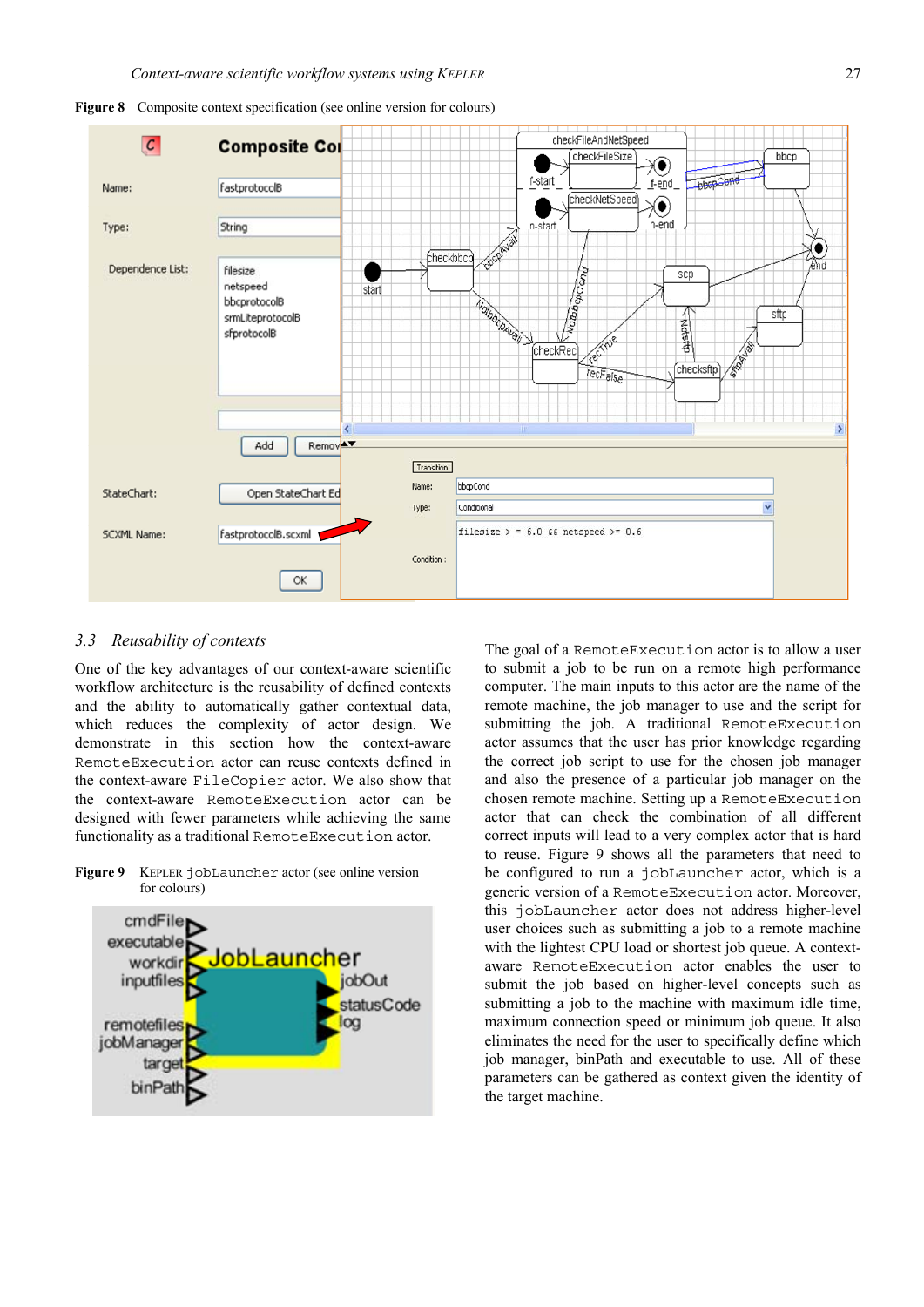**Figure 8** Composite context specification (see online version for colours)

### 3.3 *Reusability of contexts*

One of the key advantages of our context-aware scientific workflow architecture is the reusability of defined contexts and the ability to automatically gather contextual data, which reduces the complexity of actor design. We demonstrate in this section how the context-aware `RemoteExecution` actor can reuse contexts defined in the context-aware `FileCopier` actor. We also show that the context-aware `RemoteExecution` actor can be designed with fewer parameters while achieving the same functionality as a traditional `RemoteExecution` actor.

**Figure 9** KEPLER `jobLauncher` actor (see online version for colours)

The goal of a `RemoteExecution` actor is to allow a user to submit a job to be run on a remote high performance computer. The main inputs to this actor are the name of the remote machine, the job manager to use and the script for submitting the job. A traditional `RemoteExecution` actor assumes that the user has prior knowledge regarding the correct job script to use for the chosen job manager and also the presence of a particular job manager on the chosen remote machine. Setting up a `RemoteExecution` actor that can check the combination of all different correct inputs will lead to a very complex actor that is hard to reuse. Figure 9 shows all the parameters that need to be configured to run a `jobLauncher` actor, which is a generic version of a `RemoteExecution` actor. Moreover, this `jobLauncher` actor does not address higher-level user choices such as submitting a job to a remote machine with the lightest CPU load or shortest job queue. A context-aware `RemoteExecution` actor enables the user to submit the job based on higher-level concepts such as submitting a job to the machine with maximum idle time, maximum connection speed or minimum job queue. It also eliminates the need for the user to specifically define which job manager, binPath and executable to use. All of these parameters can be gathered as context given the identity of the target machine.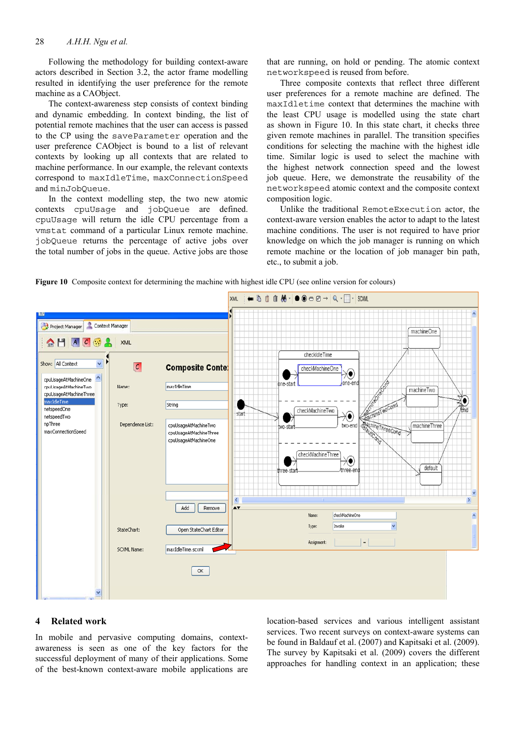Following the methodology for building context-aware actors described in Section 3.2, the actor frame modelling resulted in identifying the user preference for the remote machine as a CAObject.

The context-awareness step consists of context binding and dynamic embedding. In context binding, the list of potential remote machines that the user can access is passed to the CP using the `saveParameter` operation and the user preference CAObject is bound to a list of relevant contexts by looking up all contexts that are related to machine performance. In our example, the relevant contexts correspond to `maxIdleTime`, `maxConnectionSpeed` and `minJobQueue`.

In the context modelling step, the two new atomic contexts `cpuUsage` and `jobQueue` are defined. `cpuUsage` will return the idle CPU percentage from a `vmstat` command of a particular Linux remote machine. `jobQueue` returns the percentage of active jobs over the total number of jobs in the queue. Active jobs are those that are running, on hold or pending. The atomic context `networkspeed` is reused from before.

Three composite contexts that reflect three different user preferences for a remote machine are defined. The `maxIdletime` context that determines the machine with the least CPU usage is modelled using the state chart as shown in Figure 10. In this state chart, it checks three given remote machines in parallel. The transition specifies conditions for selecting the machine with the highest idle time. Similar logic is used to select the machine with the highest network connection speed and the lowest job queue. Here, we demonstrate the reusability of the `networkspeed` atomic context and the composite context composition logic.

Unlike the traditional `RemoteExecution` actor, the context-aware version enables the actor to adapt to the latest machine conditions. The user is not required to have prior knowledge on which the job manager is running on which remote machine or the location of job manager bin path, etc., to submit a job.

**Figure 10** Composite context for determining the machine with highest idle CPU (see online version for colours)

## 4 Related work

In mobile and pervasive computing domains, context-awareness is seen as one of the key factors for the successful deployment of many of their applications. Some of the best-known context-aware mobile applications are location-based services and various intelligent assistant services. Two recent surveys on context-aware systems can be found in Baldauf et al. (2007) and Kapitsaki et al. (2009). The survey by Kapitsaki et al. (2009) covers the different approaches for handling context in an application; these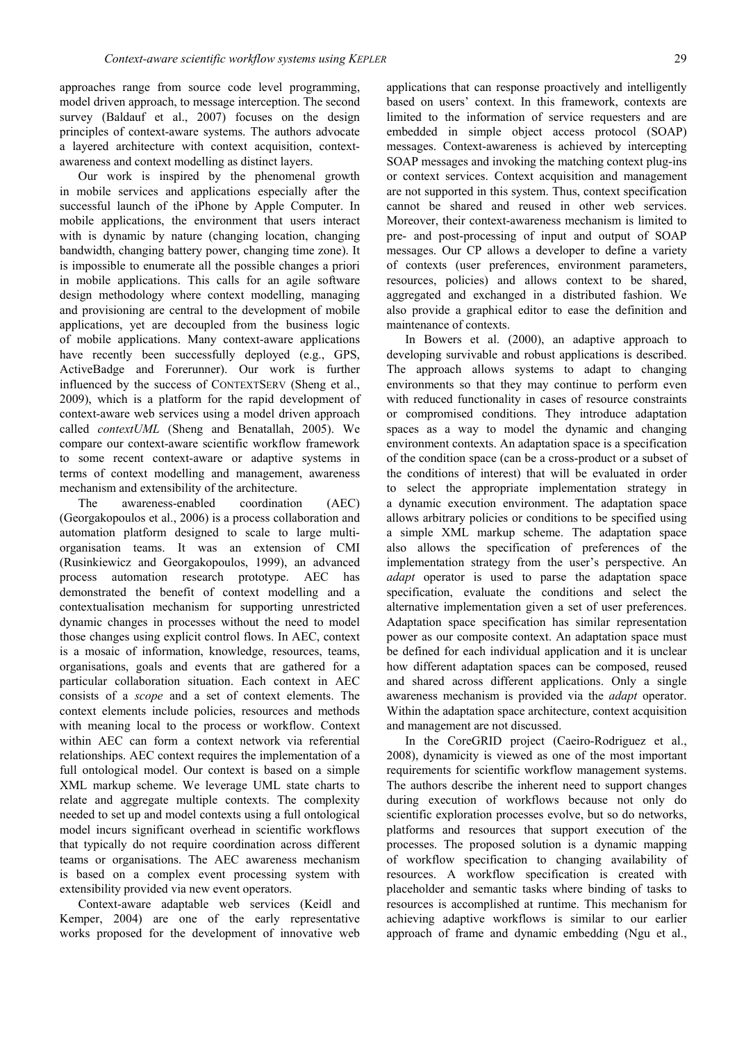approaches range from source code level programming, model driven approach, to message interception. The second survey (Baldauf et al., 2007) focuses on the design principles of context-aware systems. The authors advocate a layered architecture with context acquisition, context-awareness and context modelling as distinct layers.

Our work is inspired by the phenomenal growth in mobile services and applications especially after the successful launch of the iPhone by Apple Computer. In mobile applications, the environment that users interact with is dynamic by nature (changing location, changing bandwidth, changing battery power, changing time zone). It is impossible to enumerate all the possible changes a priori in mobile applications. This calls for an agile software design methodology where context modelling, managing and provisioning are central to the development of mobile applications, yet are decoupled from the business logic of mobile applications. Many context-aware applications have recently been successfully deployed (e.g., GPS, ActiveBadge and Forerunner). Our work is further influenced by the success of CONTEXTSERV (Sheng et al., 2009), which is a platform for the rapid development of context-aware web services using a model driven approach called *contextUML* (Sheng and Benatallah, 2005). We compare our context-aware scientific workflow framework to some recent context-aware or adaptive systems in terms of context modelling and management, awareness mechanism and extensibility of the architecture.

The awareness-enabled coordination (AEC) (Georgakopoulos et al., 2006) is a process collaboration and automation platform designed to scale to large multi-organisation teams. It was an extension of CMI (Rusinkiewicz and Georgakopoulos, 1999), an advanced process automation research prototype. AEC has demonstrated the benefit of context modelling and a contextualisation mechanism for supporting unrestricted dynamic changes in processes without the need to model those changes using explicit control flows. In AEC, context is a mosaic of information, knowledge, resources, teams, organisations, goals and events that are gathered for a particular collaboration situation. Each context in AEC consists of a *scope* and a set of context elements. The context elements include policies, resources and methods with meaning local to the process or workflow. Context within AEC can form a context network via referential relationships. AEC context requires the implementation of a full ontological model. Our context is based on a simple XML markup scheme. We leverage UML state charts to relate and aggregate multiple contexts. The complexity needed to set up and model contexts using a full ontological model incurs significant overhead in scientific workflows that typically do not require coordination across different teams or organisations. The AEC awareness mechanism is based on a complex event processing system with extensibility provided via new event operators.

Context-aware adaptable web services (Keidl and Kemper, 2004) are one of the early representative works proposed for the development of innovative web applications that can response proactively and intelligently based on users' context. In this framework, contexts are limited to the information of service requesters and are embedded in simple object access protocol (SOAP) messages. Context-awareness is achieved by intercepting SOAP messages and invoking the matching context plug-ins or context services. Context acquisition and management are not supported in this system. Thus, context specification cannot be shared and reused in other web services. Moreover, their context-awareness mechanism is limited to pre- and post-processing of input and output of SOAP messages. Our CP allows a developer to define a variety of contexts (user preferences, environment parameters, resources, policies) and allows context to be shared, aggregated and exchanged in a distributed fashion. We also provide a graphical editor to ease the definition and maintenance of contexts.

In Bowers et al. (2000), an adaptive approach to developing survivable and robust applications is described. The approach allows systems to adapt to changing environments so that they may continue to perform even with reduced functionality in cases of resource constraints or compromised conditions. They introduce adaptation spaces as a way to model the dynamic and changing environment contexts. An adaptation space is a specification of the condition space (can be a cross-product or a subset of the conditions of interest) that will be evaluated in order to select the appropriate implementation strategy in a dynamic execution environment. The adaptation space allows arbitrary policies or conditions to be specified using a simple XML markup scheme. The adaptation space also allows the specification of preferences of the implementation strategy from the user's perspective. An *adapt* operator is used to parse the adaptation space specification, evaluate the conditions and select the alternative implementation given a set of user preferences. Adaptation space specification has similar representation power as our composite context. An adaptation space must be defined for each individual application and it is unclear how different adaptation spaces can be composed, reused and shared across different applications. Only a single awareness mechanism is provided via the *adapt* operator. Within the adaptation space architecture, context acquisition and management are not discussed.

In the CoreGRID project (Caeiro-Rodriguez et al., 2008), dynamicity is viewed as one of the most important requirements for scientific workflow management systems. The authors describe the inherent need to support changes during execution of workflows because not only do scientific exploration processes evolve, but so do networks, platforms and resources that support execution of the processes. The proposed solution is a dynamic mapping of workflow specification to changing availability of resources. A workflow specification is created with placeholder and semantic tasks where binding of tasks to resources is accomplished at runtime. This mechanism for achieving adaptive workflows is similar to our earlier approach of frame and dynamic embedding (Ngu et al.,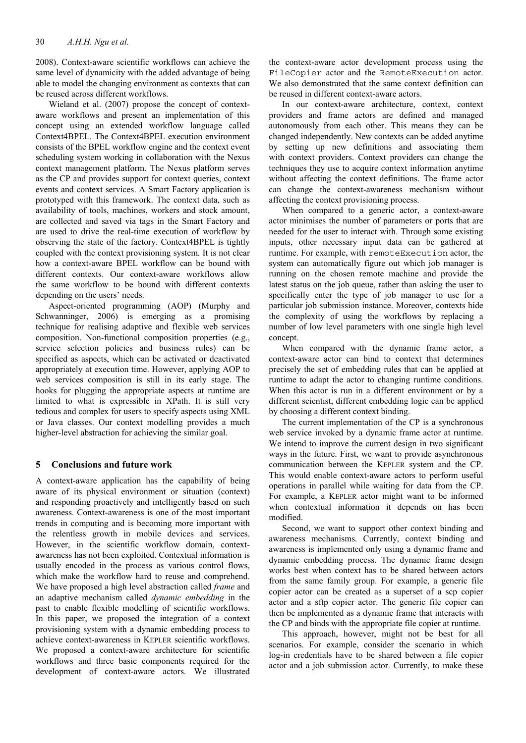2008). Context-aware scientific workflows can achieve the same level of dynamicity with the added advantage of being able to model the changing environment as contexts that can be reused across different workflows.

Wieland et al. (2007) propose the concept of context-aware workflows and present an implementation of this concept using an extended workflow language called Context4BPEL. The Context4BPEL execution environment consists of the BPEL workflow engine and the context event scheduling system working in collaboration with the Nexus context management platform. The Nexus platform serves as the CP and provides support for context queries, context events and context services. A Smart Factory application is prototyped with this framework. The context data, such as availability of tools, machines, workers and stock amount, are collected and saved via tags in the Smart Factory and are used to drive the real-time execution of workflow by observing the state of the factory. Context4BPEL is tightly coupled with the context provisioning system. It is not clear how a context-aware BPEL workflow can be bound with different contexts. Our context-aware workflows allow the same workflow to be bound with different contexts depending on the users' needs.

Aspect-oriented programming (AOP) (Murphy and Schwanninger, 2006) is emerging as a promising technique for realising adaptive and flexible web services composition. Non-functional composition properties (e.g., service selection policies and business rules) can be specified as aspects, which can be activated or deactivated appropriately at execution time. However, applying AOP to web services composition is still in its early stage. The hooks for plugging the appropriate aspects at runtime are limited to what is expressible in XPath. It is still very tedious and complex for users to specify aspects using XML or Java classes. Our context modelling provides a much higher-level abstraction for achieving the similar goal.

## 5 Conclusions and future work

A context-aware application has the capability of being aware of its physical environment or situation (context) and responding proactively and intelligently based on such awareness. Context-awareness is one of the most important trends in computing and is becoming more important with the relentless growth in mobile devices and services. However, in the scientific workflow domain, context-awareness has not been exploited. Contextual information is usually encoded in the process as various control flows, which make the workflow hard to reuse and comprehend. We have proposed a high level abstraction called *frame* and an adaptive mechanism called *dynamic embedding* in the past to enable flexible modelling of scientific workflows. In this paper, we proposed the integration of a context provisioning system with a dynamic embedding process to achieve context-awareness in KEPLER scientific workflows. We proposed a context-aware architecture for scientific workflows and three basic components required for the development of context-aware actors. We illustrated the context-aware actor development process using the `FileCopier` actor and the `RemoteExecution` actor. We also demonstrated that the same context definition can be reused in different context-aware actors.

In our context-aware architecture, context, context providers and frame actors are defined and managed autonomously from each other. This means they can be changed independently. New contexts can be added anytime by setting up new definitions and associating them with context providers. Context providers can change the techniques they use to acquire context information anytime without affecting the context definitions. The frame actor can change the context-awareness mechanism without affecting the context provisioning process.

When compared to a generic actor, a context-aware actor minimises the number of parameters or ports that are needed for the user to interact with. Through some existing inputs, other necessary input data can be gathered at runtime. For example, with `remoteExecution` actor, the system can automatically figure out which job manager is running on the chosen remote machine and provide the latest status on the job queue, rather than asking the user to specifically enter the type of job manager to use for a particular job submission instance. Moreover, contexts hide the complexity of using the workflows by replacing a number of low level parameters with one single high level concept.

When compared with the dynamic frame actor, a context-aware actor can bind to context that determines precisely the set of embedding rules that can be applied at runtime to adapt the actor to changing runtime conditions. When this actor is run in a different environment or by a different scientist, different embedding logic can be applied by choosing a different context binding.

The current implementation of the CP is a synchronous web service invoked by a dynamic frame actor at runtime. We intend to improve the current design in two significant ways in the future. First, we want to provide asynchronous communication between the KEPLER system and the CP. This would enable context-aware actors to perform useful operations in parallel while waiting for data from the CP. For example, a KEPLER actor might want to be informed when contextual information it depends on has been modified.

Second, we want to support other context binding and awareness mechanisms. Currently, context binding and awareness is implemented only using a dynamic frame and dynamic embedding process. The dynamic frame design works best when context has to be shared between actors from the same family group. For example, a generic file copier actor can be created as a superset of a scp copier actor and a sftp copier actor. The generic file copier can then be implemented as a dynamic frame that interacts with the CP and binds with the appropriate file copier at runtime.

This approach, however, might not be best for all scenarios. For example, consider the scenario in which log-in credentials have to be shared between a file copier actor and a job submission actor. Currently, to make these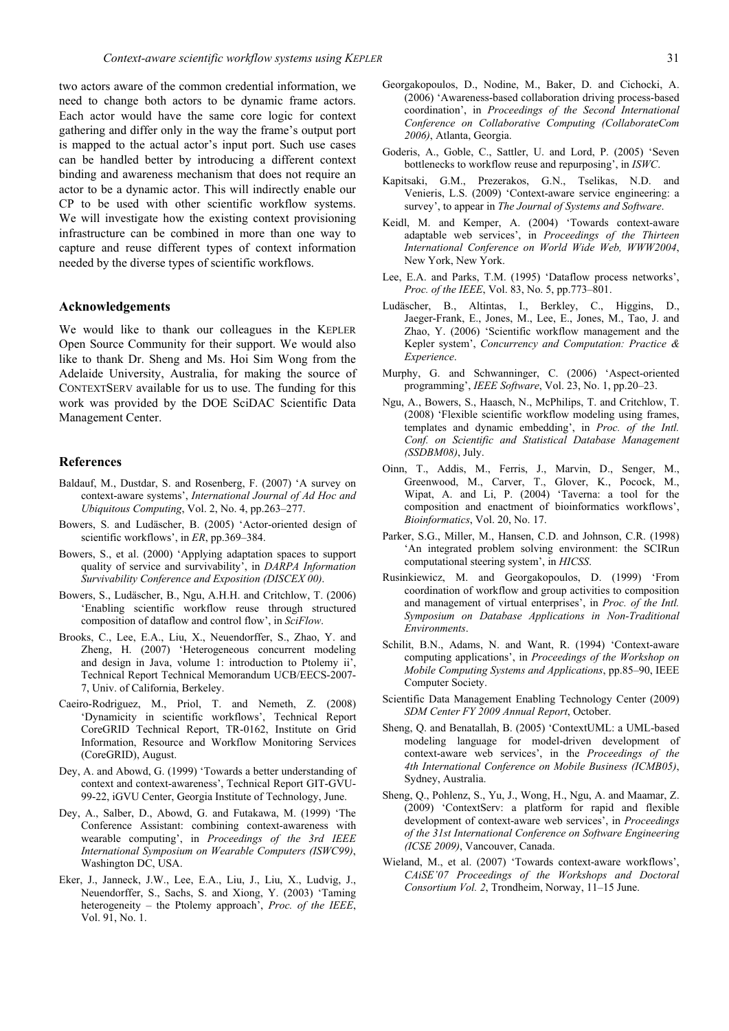two actors aware of the common credential information, we need to change both actors to be dynamic frame actors. Each actor would have the same core logic for context gathering and differ only in the way the frame's output port is mapped to the actual actor's input port. Such use cases can be handled better by introducing a different context binding and awareness mechanism that does not require an actor to be a dynamic actor. This will indirectly enable our CP to be used with other scientific workflow systems. We will investigate how the existing context provisioning infrastructure can be combined in more than one way to capture and reuse different types of context information needed by the diverse types of scientific workflows.

## Acknowledgements

We would like to thank our colleagues in the KEPLER Open Source Community for their support. We would also like to thank Dr. Sheng and Ms. Hoi Sim Wong from the Adelaide University, Australia, for making the source of CONTEXTSERV available for us to use. The funding for this work was provided by the DOE SciDAC Scientific Data Management Center.

## References

Baldauf, M., Dustdar, S. and Rosenberg, F. (2007) 'A survey on context-aware systems', *International Journal of Ad Hoc and Ubiquitous Computing*, Vol. 2, No. 4, pp.263–277.

Bowers, S. and Ludäscher, B. (2005) 'Actor-oriented design of scientific workflows', in *ER*, pp.369–384.

Bowers, S., et al. (2000) 'Applying adaptation spaces to support quality of service and survivability', in *DARPA Information Survivability Conference and Exposition (DISCEX 00)*.

Bowers, S., Ludäscher, B., Ngu, A.H.H. and Critchlow, T. (2006) 'Enabling scientific workflow reuse through structured composition of dataflow and control flow', in *SciFlow*.

Brooks, C., Lee, E.A., Liu, X., Neuendorffer, S., Zhao, Y. and Zheng, H. (2007) 'Heterogeneous concurrent modeling and design in Java, volume 1: introduction to Ptolemy ii', Technical Report Technical Memorandum UCB/EECS-2007-7, Univ. of California, Berkeley.

Caeiro-Rodriguez, M., Priol, T. and Nemeth, Z. (2008) 'Dynamicity in scientific workflows', Technical Report CoreGRID Technical Report, TR-0162, Institute on Grid Information, Resource and Workflow Monitoring Services (CoreGRID), August.

Dey, A. and Abowd, G. (1999) 'Towards a better understanding of context and context-awareness', Technical Report GIT-GVU-99-22, iGVU Center, Georgia Institute of Technology, June.

Dey, A., Salber, D., Abowd, G. and Futakawa, M. (1999) 'The Conference Assistant: combining context-awareness with wearable computing', in *Proceedings of the 3rd IEEE International Symposium on Wearable Computers (ISWC99)*, Washington DC, USA.

Eker, J., Janneck, J.W., Lee, E.A., Liu, J., Liu, X., Ludvig, J., Neuendorffer, S., Sachs, S. and Xiong, Y. (2003) 'Taming heterogeneity – the Ptolemy approach', *Proc. of the IEEE*, Vol. 91, No. 1.

Georgakopoulos, D., Nodine, M., Baker, D. and Cichocki, A. (2006) 'Awareness-based collaboration driving process-based coordination', in *Proceedings of the Second International Conference on Collaborative Computing (CollaborateCom 2006)*, Atlanta, Georgia.

Goderis, A., Goble, C., Sattler, U. and Lord, P. (2005) 'Seven bottlenecks to workflow reuse and repurposing', in *ISWC*.

Kapitsaki, G.M., Prezerakos, G.N., Tselikas, N.D. and Venieris, L.S. (2009) 'Context-aware service engineering: a survey', to appear in *The Journal of Systems and Software*.

Keidl, M. and Kemper, A. (2004) 'Towards context-aware adaptable web services', in *Proceedings of the Thirteen International Conference on World Wide Web, WWW2004*, New York, New York.

Lee, E.A. and Parks, T.M. (1995) 'Dataflow process networks', *Proc. of the IEEE*, Vol. 83, No. 5, pp.773–801.

Ludäscher, B., Altintas, I., Berkley, C., Higgins, D., Jaeger-Frank, E., Jones, M., Lee, E., Jones, M., Tao, J. and Zhao, Y. (2006) 'Scientific workflow management and the Kepler system', *Concurrency and Computation: Practice & Experience*.

Murphy, G. and Schwanninger, C. (2006) 'Aspect-oriented programming', *IEEE Software*, Vol. 23, No. 1, pp.20–23.

Ngu, A., Bowers, S., Haasch, N., McPhilips, T. and Critchlow, T. (2008) 'Flexible scientific workflow modeling using frames, templates and dynamic embedding', in *Proc. of the Intl. Conf. on Scientific and Statistical Database Management (SSDBM08)*, July.

Oinn, T., Addis, M., Ferris, J., Marvin, D., Senger, M., Greenwood, M., Carver, T., Glover, K., Pocock, M., Wipat, A. and Li, P. (2004) 'Taverna: a tool for the composition and enactment of bioinformatics workflows', *Bioinformatics*, Vol. 20, No. 17.

Parker, S.G., Miller, M., Hansen, C.D. and Johnson, C.R. (1998) 'An integrated problem solving environment: the SCIRun computational steering system', in *HICSS*.

Rusinkiewicz, M. and Georgakopoulos, D. (1999) 'From coordination of workflow and group activities to composition and management of virtual enterprises', in *Proc. of the Intl. Symposium on Database Applications in Non-Traditional Environments*.

Schilit, B.N., Adams, N. and Want, R. (1994) 'Context-aware computing applications', in *Proceedings of the Workshop on Mobile Computing Systems and Applications*, pp.85–90, IEEE Computer Society.

Scientific Data Management Enabling Technology Center (2009) *SDM Center FY 2009 Annual Report*, October.

Sheng, Q. and Benatallah, B. (2005) 'ContextUML: a UML-based modeling language for model-driven development of context-aware web services', in the *Proceedings of the 4th International Conference on Mobile Business (ICMB05)*, Sydney, Australia.

Sheng, Q., Pohlenz, S., Yu, J., Wong, H., Ngu, A. and Maamar, Z. (2009) 'ContextServ: a platform for rapid and flexible development of context-aware web services', in *Proceedings of the 31st International Conference on Software Engineering (ICSE 2009)*, Vancouver, Canada.

Wieland, M., et al. (2007) 'Towards context-aware workflows', *CAiSE'07 Proceedings of the Workshops and Doctoral Consortium Vol. 2*, Trondheim, Norway, 11–15 June.